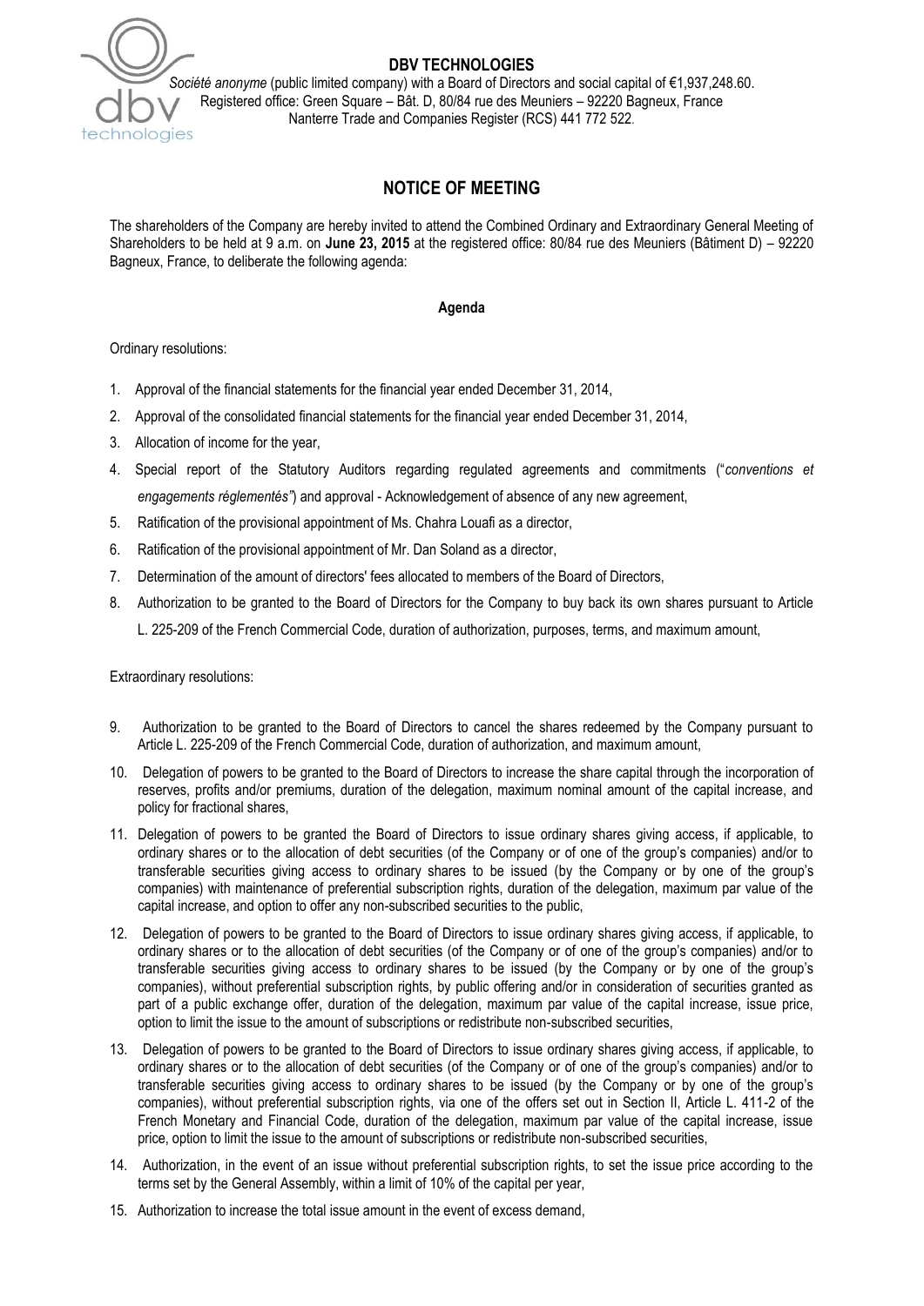**DBV TECHNOLOGIES**

*Société anonyme* (public limited company) with a Board of Directors and social capital of €1,937,248.60.
Registered office: Green Square – Bât. D, 80/84 rue des Meuniers – 92220 Bagneux, France
Nanterre Trade and Companies Register (RCS) 441 772 522.

# NOTICE OF MEETING

The shareholders of the Company are hereby invited to attend the Combined Ordinary and Extraordinary General Meeting of Shareholders to be held at 9 a.m. on **June 23, 2015** at the registered office: 80/84 rue des Meuniers (Bâtiment D) – 92220 Bagneux, France, to deliberate the following agenda:

**Agenda**

Ordinary resolutions:

1. Approval of the financial statements for the financial year ended December 31, 2014,
2. Approval of the consolidated financial statements for the financial year ended December 31, 2014,
3. Allocation of income for the year,
4. Special report of the Statutory Auditors regarding regulated agreements and commitments ("*conventions et engagements réglementés"*) and approval - Acknowledgement of absence of any new agreement,
5. Ratification of the provisional appointment of Ms. Chahra Louafi as a director,
6. Ratification of the provisional appointment of Mr. Dan Soland as a director,
7. Determination of the amount of directors' fees allocated to members of the Board of Directors,
8. Authorization to be granted to the Board of Directors for the Company to buy back its own shares pursuant to Article L. 225-209 of the French Commercial Code, duration of authorization, purposes, terms, and maximum amount,

Extraordinary resolutions:

9. Authorization to be granted to the Board of Directors to cancel the shares redeemed by the Company pursuant to Article L. 225-209 of the French Commercial Code, duration of authorization, and maximum amount,
10. Delegation of powers to be granted to the Board of Directors to increase the share capital through the incorporation of reserves, profits and/or premiums, duration of the delegation, maximum nominal amount of the capital increase, and policy for fractional shares,
11. Delegation of powers to be granted the Board of Directors to issue ordinary shares giving access, if applicable, to ordinary shares or to the allocation of debt securities (of the Company or of one of the group's companies) and/or to transferable securities giving access to ordinary shares to be issued (by the Company or by one of the group's companies) with maintenance of preferential subscription rights, duration of the delegation, maximum par value of the capital increase, and option to offer any non-subscribed securities to the public,
12. Delegation of powers to be granted to the Board of Directors to issue ordinary shares giving access, if applicable, to ordinary shares or to the allocation of debt securities (of the Company or of one of the group's companies) and/or to transferable securities giving access to ordinary shares to be issued (by the Company or by one of the group's companies), without preferential subscription rights, by public offering and/or in consideration of securities granted as part of a public exchange offer, duration of the delegation, maximum par value of the capital increase, issue price, option to limit the issue to the amount of subscriptions or redistribute non-subscribed securities,
13. Delegation of powers to be granted to the Board of Directors to issue ordinary shares giving access, if applicable, to ordinary shares or to the allocation of debt securities (of the Company or of one of the group's companies) and/or to transferable securities giving access to ordinary shares to be issued (by the Company or by one of the group's companies), without preferential subscription rights, via one of the offers set out in Section II, Article L. 411-2 of the French Monetary and Financial Code, duration of the delegation, maximum par value of the capital increase, issue price, option to limit the issue to the amount of subscriptions or redistribute non-subscribed securities,
14. Authorization, in the event of an issue without preferential subscription rights, to set the issue price according to the terms set by the General Assembly, within a limit of 10% of the capital per year,
15. Authorization to increase the total issue amount in the event of excess demand,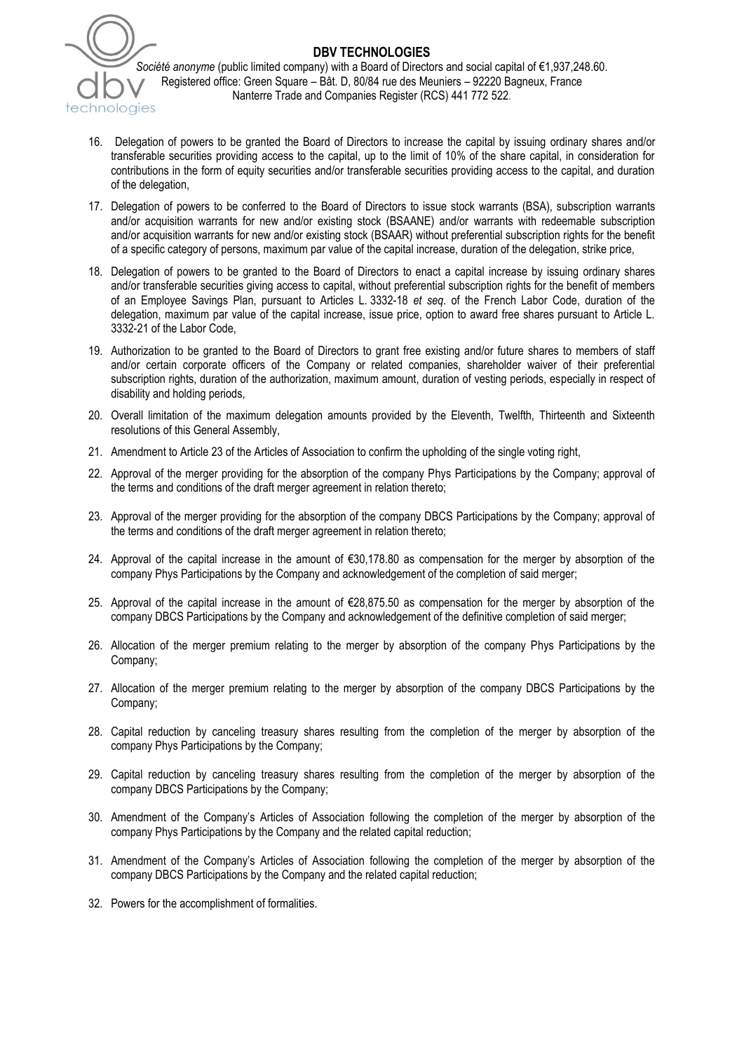16. Delegation of powers to be granted the Board of Directors to increase the capital by issuing ordinary shares and/or transferable securities providing access to the capital, up to the limit of 10% of the share capital, in consideration for contributions in the form of equity securities and/or transferable securities providing access to the capital, and duration of the delegation,
17. Delegation of powers to be conferred to the Board of Directors to issue stock warrants (BSA), subscription warrants and/or acquisition warrants for new and/or existing stock (BSAANE) and/or warrants with redeemable subscription and/or acquisition warrants for new and/or existing stock (BSAAR) without preferential subscription rights for the benefit of a specific category of persons, maximum par value of the capital increase, duration of the delegation, strike price,
18. Delegation of powers to be granted to the Board of Directors to enact a capital increase by issuing ordinary shares and/or transferable securities giving access to capital, without preferential subscription rights for the benefit of members of an Employee Savings Plan, pursuant to Articles L. 3332-18 *et seq.* of the French Labor Code, duration of the delegation, maximum par value of the capital increase, issue price, option to award free shares pursuant to Article L. 3332-21 of the Labor Code,
19. Authorization to be granted to the Board of Directors to grant free existing and/or future shares to members of staff and/or certain corporate officers of the Company or related companies, shareholder waiver of their preferential subscription rights, duration of the authorization, maximum amount, duration of vesting periods, especially in respect of disability and holding periods,
20. Overall limitation of the maximum delegation amounts provided by the Eleventh, Twelfth, Thirteenth and Sixteenth resolutions of this General Assembly,
21. Amendment to Article 23 of the Articles of Association to confirm the upholding of the single voting right,
22. Approval of the merger providing for the absorption of the company Phys Participations by the Company; approval of the terms and conditions of the draft merger agreement in relation thereto;
23. Approval of the merger providing for the absorption of the company DBCS Participations by the Company; approval of the terms and conditions of the draft merger agreement in relation thereto;
24. Approval of the capital increase in the amount of €30,178.80 as compensation for the merger by absorption of the company Phys Participations by the Company and acknowledgement of the completion of said merger;
25. Approval of the capital increase in the amount of €28,875.50 as compensation for the merger by absorption of the company DBCS Participations by the Company and acknowledgement of the definitive completion of said merger;
26. Allocation of the merger premium relating to the merger by absorption of the company Phys Participations by the Company;
27. Allocation of the merger premium relating to the merger by absorption of the company DBCS Participations by the Company;
28. Capital reduction by canceling treasury shares resulting from the completion of the merger by absorption of the company Phys Participations by the Company;
29. Capital reduction by canceling treasury shares resulting from the completion of the merger by absorption of the company DBCS Participations by the Company;
30. Amendment of the Company's Articles of Association following the completion of the merger by absorption of the company Phys Participations by the Company and the related capital reduction;
31. Amendment of the Company's Articles of Association following the completion of the merger by absorption of the company DBCS Participations by the Company and the related capital reduction;
32. Powers for the accomplishment of formalities.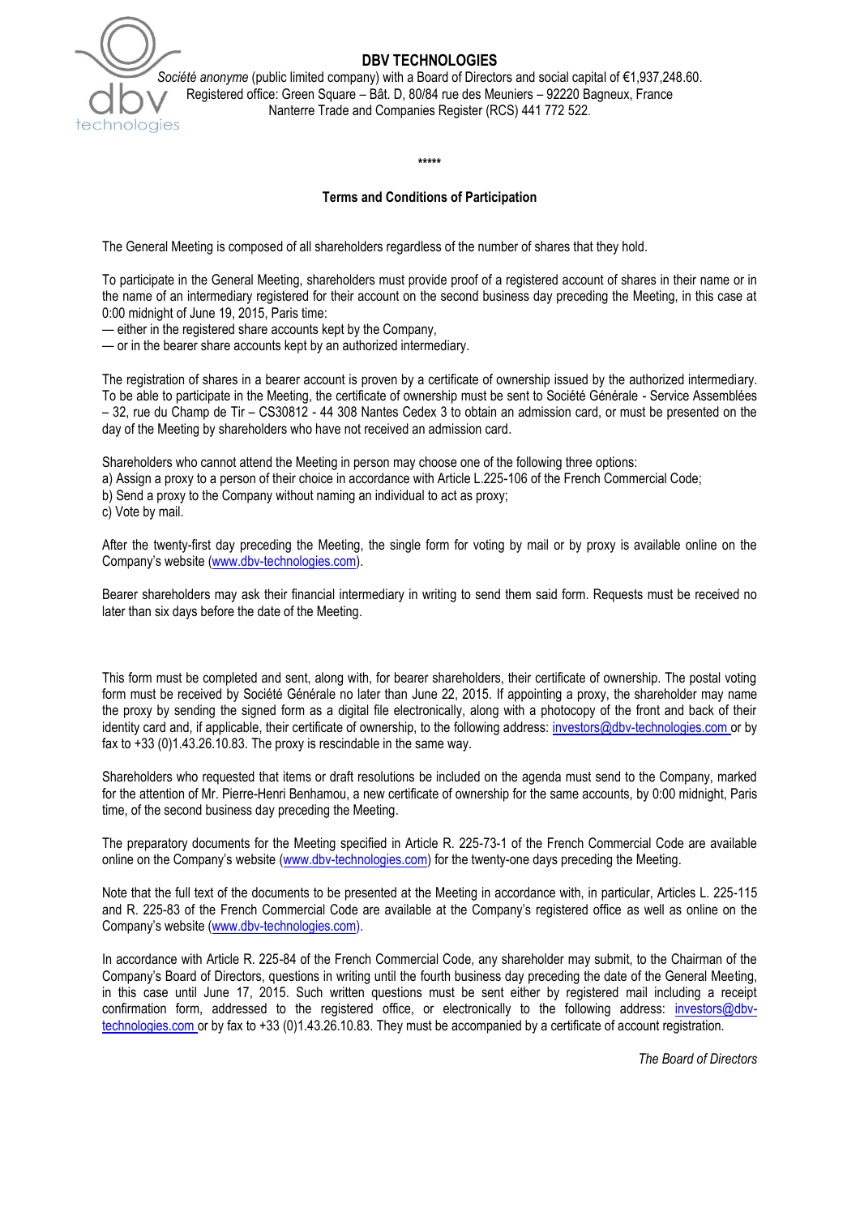**DBV TECHNOLOGIES**

*Société anonyme* (public limited company) with a Board of Directors and social capital of €1,937,248.60.
Registered office: Green Square – Bât. D, 80/84 rue des Meuniers – 92220 Bagneux, France
Nanterre Trade and Companies Register (RCS) 441 772 522.

\*\*\*\*\*

## Terms and Conditions of Participation

The General Meeting is composed of all shareholders regardless of the number of shares that they hold.

To participate in the General Meeting, shareholders must provide proof of a registered account of shares in their name or in the name of an intermediary registered for their account on the second business day preceding the Meeting, in this case at 0:00 midnight of June 19, 2015, Paris time:

— either in the registered share accounts kept by the Company,
— or in the bearer share accounts kept by an authorized intermediary.

The registration of shares in a bearer account is proven by a certificate of ownership issued by the authorized intermediary. To be able to participate in the Meeting, the certificate of ownership must be sent to Société Générale - Service Assemblées – 32, rue du Champ de Tir – CS30812 - 44 308 Nantes Cedex 3 to obtain an admission card, or must be presented on the day of the Meeting by shareholders who have not received an admission card.

Shareholders who cannot attend the Meeting in person may choose one of the following three options:

a) Assign a proxy to a person of their choice in accordance with Article L.225-106 of the French Commercial Code;
b) Send a proxy to the Company without naming an individual to act as proxy;
c) Vote by mail.

After the twenty-first day preceding the Meeting, the single form for voting by mail or by proxy is available online on the Company's website (www.dbv-technologies.com).

Bearer shareholders may ask their financial intermediary in writing to send them said form. Requests must be received no later than six days before the date of the Meeting.

This form must be completed and sent, along with, for bearer shareholders, their certificate of ownership. The postal voting form must be received by Société Générale no later than June 22, 2015. If appointing a proxy, the shareholder may name the proxy by sending the signed form as a digital file electronically, along with a photocopy of the front and back of their identity card and, if applicable, their certificate of ownership, to the following address: investors@dbv-technologies.com or by fax to +33 (0)1.43.26.10.83. The proxy is rescindable in the same way.

Shareholders who requested that items or draft resolutions be included on the agenda must send to the Company, marked for the attention of Mr. Pierre-Henri Benhamou, a new certificate of ownership for the same accounts, by 0:00 midnight, Paris time, of the second business day preceding the Meeting.

The preparatory documents for the Meeting specified in Article R. 225-73-1 of the French Commercial Code are available online on the Company's website (www.dbv-technologies.com) for the twenty-one days preceding the Meeting.

Note that the full text of the documents to be presented at the Meeting in accordance with, in particular, Articles L. 225-115 and R. 225-83 of the French Commercial Code are available at the Company's registered office as well as online on the Company's website (www.dbv-technologies.com).

In accordance with Article R. 225-84 of the French Commercial Code, any shareholder may submit, to the Chairman of the Company's Board of Directors, questions in writing until the fourth business day preceding the date of the General Meeting, in this case until June 17, 2015. Such written questions must be sent either by registered mail including a receipt confirmation form, addressed to the registered office, or electronically to the following address: investors@dbv-technologies.com or by fax to +33 (0)1.43.26.10.83. They must be accompanied by a certificate of account registration.

*The Board of Directors*